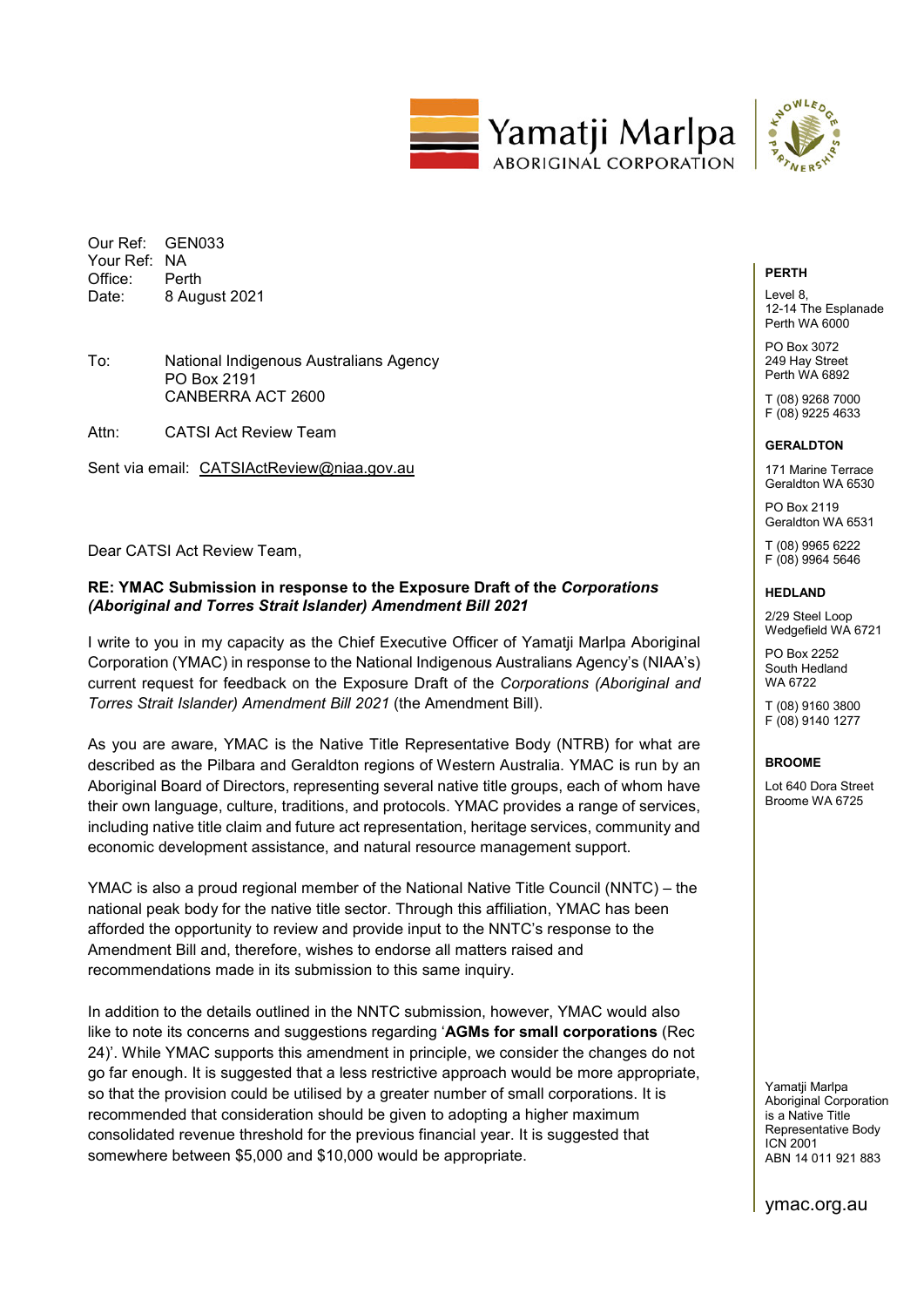Yamatji Marlpa ABORIGINAL CORPORATION

Our Ref: GEN033
Your Ref: NA
Office: Perth
Date: 8 August 2021

To: National Indigenous Australians Agency
PO Box 2191
CANBERRA ACT 2600

Attn: CATSI Act Review Team

Sent via email: CATSIActReview@niaa.gov.au

Dear CATSI Act Review Team,

**RE: YMAC Submission in response to the Exposure Draft of the *Corporations (Aboriginal and Torres Strait Islander) Amendment Bill 2021***

I write to you in my capacity as the Chief Executive Officer of Yamatji Marlpa Aboriginal Corporation (YMAC) in response to the National Indigenous Australians Agency's (NIAA's) current request for feedback on the Exposure Draft of the *Corporations (Aboriginal and Torres Strait Islander) Amendment Bill 2021* (the Amendment Bill).

As you are aware, YMAC is the Native Title Representative Body (NTRB) for what are described as the Pilbara and Geraldton regions of Western Australia. YMAC is run by an Aboriginal Board of Directors, representing several native title groups, each of whom have their own language, culture, traditions, and protocols. YMAC provides a range of services, including native title claim and future act representation, heritage services, community and economic development assistance, and natural resource management support.

YMAC is also a proud regional member of the National Native Title Council (NNTC) – the national peak body for the native title sector. Through this affiliation, YMAC has been afforded the opportunity to review and provide input to the NNTC's response to the Amendment Bill and, therefore, wishes to endorse all matters raised and recommendations made in its submission to this same inquiry.

In addition to the details outlined in the NNTC submission, however, YMAC would also like to note its concerns and suggestions regarding '**AGMs for small corporations** (Rec 24)'. While YMAC supports this amendment in principle, we consider the changes do not go far enough. It is suggested that a less restrictive approach would be more appropriate, so that the provision could be utilised by a greater number of small corporations. It is recommended that consideration should be given to adopting a higher maximum consolidated revenue threshold for the previous financial year. It is suggested that somewhere between $5,000 and $10,000 would be appropriate.

**PERTH**
Level 8,
12-14 The Esplanade
Perth WA 6000

PO Box 3072
249 Hay Street
Perth WA 6892

T (08) 9268 7000
F (08) 9225 4633

**GERALDTON**
171 Marine Terrace
Geraldton WA 6530

PO Box 2119
Geraldton WA 6531

T (08) 9965 6222
F (08) 9964 5646

**HEDLAND**
2/29 Steel Loop
Wedgefield WA 6721

PO Box 2252
South Hedland
WA 6722

T (08) 9160 3800
F (08) 9140 1277

**BROOME**
Lot 640 Dora Street
Broome WA 6725

Yamatji Marlpa Aboriginal Corporation is a Native Title Representative Body
ICN 2001
ABN 14 011 921 883

ymac.org.au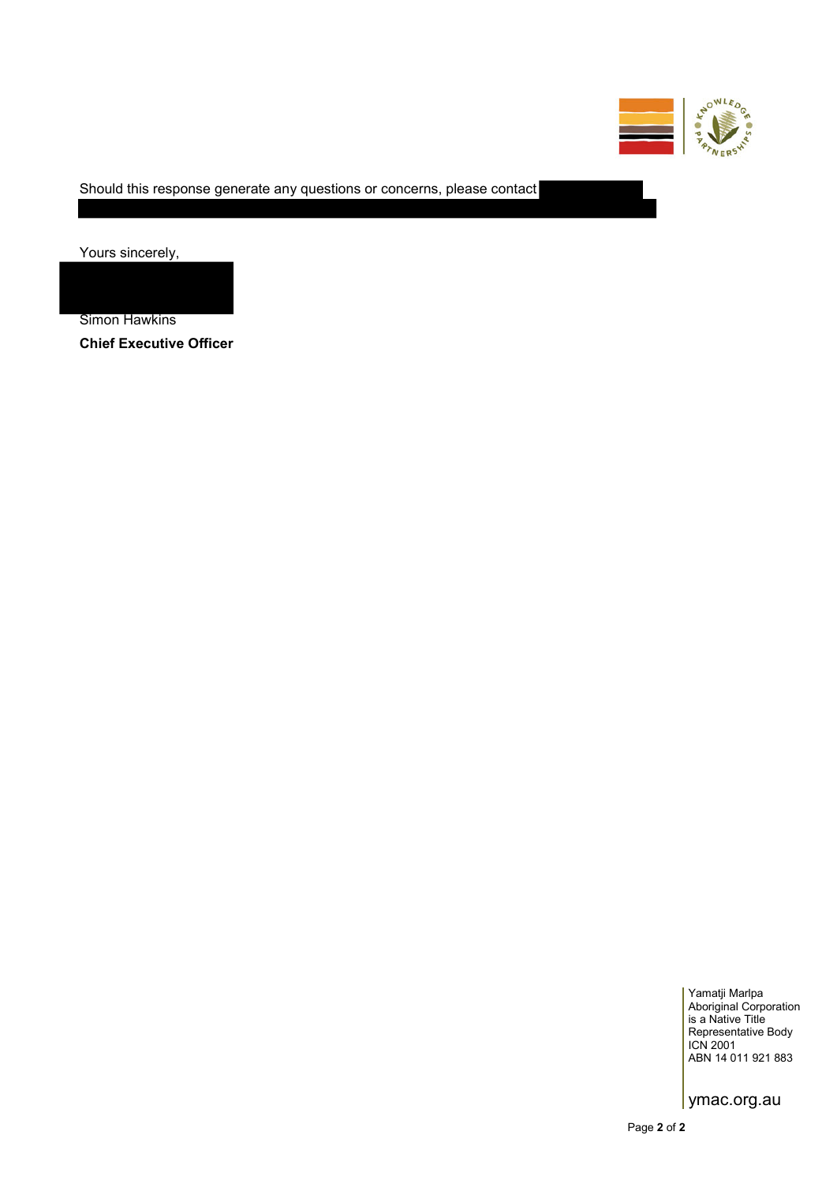Should this response generate any questions or concerns, please contact

Yours sincerely,

Simon Hawkins

**Chief Executive Officer**

Yamatji Marlpa Aboriginal Corporation is a Native Title Representative Body
ICN 2001
ABN 14 011 921 883

ymac.org.au